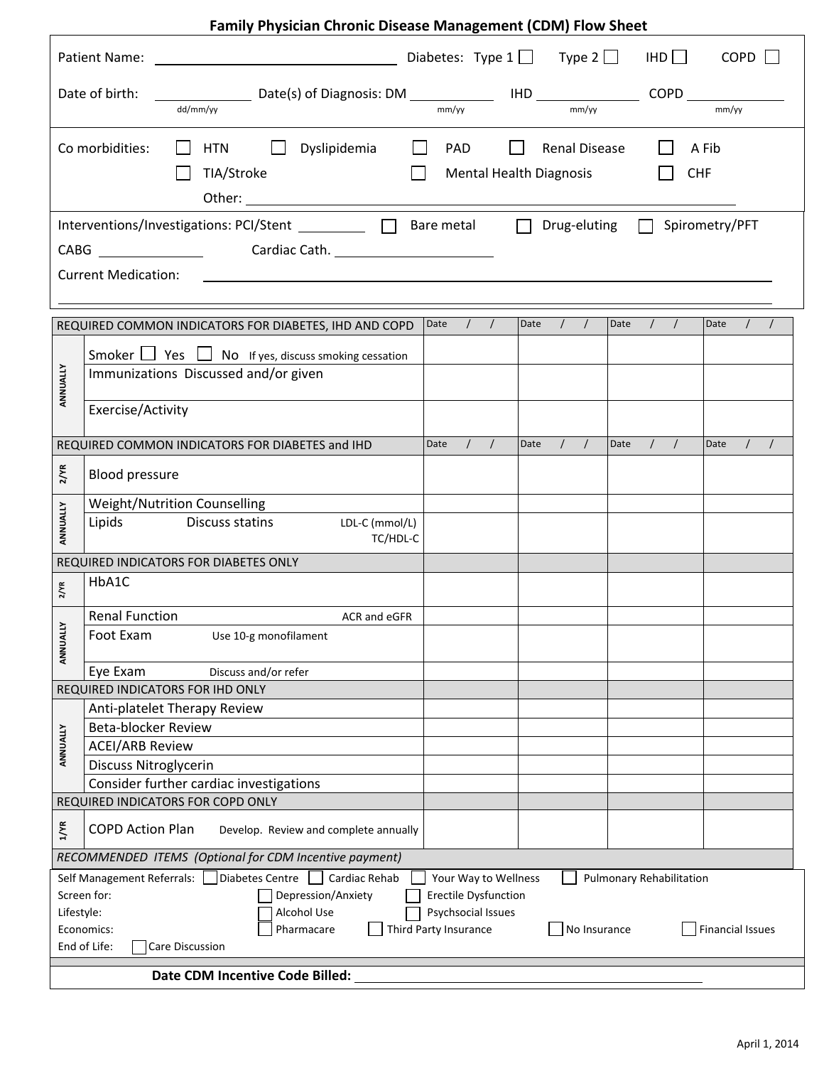# Family Physician Chronic Disease Management (CDM) Flow Sheet

Patient Name: ______________________ Diabetes: Type 1 ☐ Type 2 ☐ IHD ☐ COPD ☐

Date of birth: ____________ (dd/mm/yy) Date(s) of Diagnosis: DM __________ (mm/yy) IHD __________ (mm/yy) COPD __________ (mm/yy)

Co morbidities: ☐ HTN ☐ Dyslipidemia ☐ PAD ☐ Renal Disease ☐ A Fib

☐ TIA/Stroke ☐ Mental Health Diagnosis ☐ CHF

Other: ______________________

Interventions/Investigations: PCI/Stent __________ ☐ Bare metal ☐ Drug-eluting ☐ Spirometry/PFT

CABG __________ Cardiac Cath. __________

Current Medication: ______________________

| | REQUIRED COMMON INDICATORS FOR DIABETES, IHD AND COPD | Date / / | Date / / | Date / / | Date / / |
|---|---|---|---|---|---|
| ANNUALLY | Smoker ☐ Yes ☐ No If yes, discuss smoking cessation | | | | |
| | Immunizations Discussed and/or given | | | | |
| | Exercise/Activity | | | | |
| | **REQUIRED COMMON INDICATORS FOR DIABETES and IHD** | Date / / | Date / / | Date / / | Date / / |
| 2/YR | Blood pressure | | | | |
| ANNUALLY | Weight/Nutrition Counselling | | | | |
| | Lipids Discuss statins LDL-C (mmol/L) TC/HDL-C | | | | |
| | **REQUIRED INDICATORS FOR DIABETES ONLY** | | | | |
| 2/YR | HbA1C | | | | |
| ANNUALLY | Renal Function ACR and eGFR | | | | |
| | Foot Exam Use 10-g monofilament | | | | |
| | Eye Exam Discuss and/or refer | | | | |
| | **REQUIRED INDICATORS FOR IHD ONLY** | | | | |
| ANNUALLY | Anti-platelet Therapy Review | | | | |
| | Beta-blocker Review | | | | |
| | ACEI/ARB Review | | | | |
| | Discuss Nitroglycerin | | | | |
| | Consider further cardiac investigations | | | | |
| | **REQUIRED INDICATORS FOR COPD ONLY** | | | | |
| 1/YR | COPD Action Plan Develop. Review and complete annually | | | | |

*RECOMMENDED ITEMS (Optional for CDM Incentive payment)*

Self Management Referrals: ☐ Diabetes Centre ☐ Cardiac Rehab ☐ Your Way to Wellness ☐ Pulmonary Rehabilitation

Screen for: ☐ Depression/Anxiety ☐ Erectile Dysfunction

Lifestyle: ☐ Alcohol Use ☐ Psychsocial Issues

Economics: ☐ Pharmacare ☐ Third Party Insurance ☐ No Insurance ☐ Financial Issues

End of Life: ☐ Care Discussion

**Date CDM Incentive Code Billed:** ______________________

April 1, 2014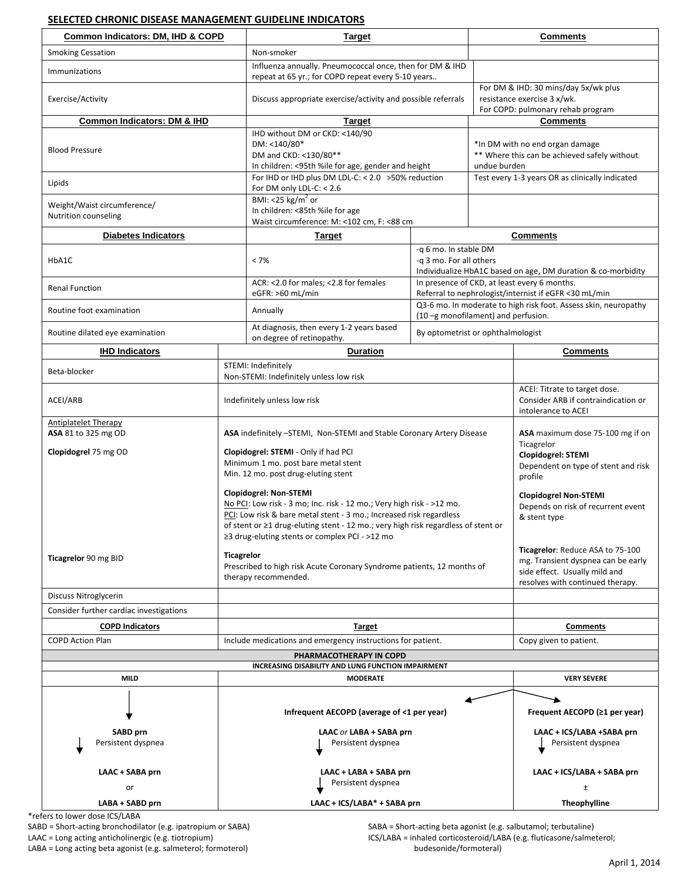## SELECTED CHRONIC DISEASE MANAGEMENT GUIDELINE INDICATORS

| Common Indicators: DM, IHD & COPD | Target | Comments |
|---|---|---|
| Smoking Cessation | Non-smoker | |
| Immunizations | Influenza annually. Pneumococcal once, then for DM & IHD repeat at 65 yr.; for COPD repeat every 5-10 years.. | |
| Exercise/Activity | Discuss appropriate exercise/activity and possible referrals | For DM & IHD: 30 mins/day 5x/wk plus resistance exercise 3 x/wk.<br>For COPD: pulmonary rehab program |

| Common Indicators: DM & IHD | Target | Comments |
|---|---|---|
| Blood Pressure | IHD without DM or CKD: <140/90<br>DM: <140/80*<br>DM and CKD: <130/80**<br>In children: <95th %ile for age, gender and height | *In DM with no end organ damage<br>** Where this can be achieved safely without undue burden |
| Lipids | For IHD or IHD plus DM LDL-C: < 2.0 >50% reduction<br>For DM only LDL-C: < 2.6 | Test every 1-3 years OR as clinically indicated |
| Weight/Waist circumference/ Nutrition counseling | BMI: <25 kg/m$^2$ or<br>In children: <85th %ile for age<br>Waist circumference: M: <102 cm, F: <88 cm | |

| Diabetes Indicators | Target | Comments |
|---|---|---|
| HbA1C | < 7% | -q 6 mo. In stable DM<br>-q 3 mo. For all others<br>Individualize HbA1C based on age, DM duration & co-morbidity |
| Renal Function | ACR: <2.0 for males; <2.8 for females<br>eGFR: >60 mL/min | In presence of CKD, at least every 6 months.<br>Referral to nephrologist/internist if eGFR <30 mL/min |
| Routine foot examination | Annually | Q3-6 mo. In moderate to high risk foot. Assess skin, neuropathy (10 –g monofilament) and perfusion. |
| Routine dilated eye examination | At diagnosis, then every 1-2 years based on degree of retinopathy. | By optometrist or ophthalmologist |

| IHD Indicators | Duration | Comments |
|---|---|---|
| Beta-blocker | STEMI: Indefinitely<br>Non-STEMI: Indefinitely unless low risk | |
| ACEI/ARB | Indefinitely unless low risk | ACEI: Titrate to target dose. Consider ARB if contraindication or intolerance to ACEI |
| Antiplatelet Therapy<br>**ASA** 81 to 325 mg OD | **ASA** indefinitely –STEMI, Non-STEMI and Stable Coronary Artery Disease | **ASA** maximum dose 75-100 mg if on Ticagrelor |
| **Clopidogrel** 75 mg OD | **Clopidogrel: STEMI** - Only if had PCI<br>Minimum 1 mo. post bare metal stent<br>Min. 12 mo. post drug-eluting stent<br><br>**Clopidogrel: Non-STEMI**<br>No PCI: Low risk - 3 mo; Inc. risk - 12 mo.; Very high risk - >12 mo.<br>PCI: Low risk & bare metal stent - 3 mo.; Increased risk regardless of stent or ≥1 drug-eluting stent - 12 mo.; very high risk regardless of stent or ≥3 drug-eluting stents or complex PCI - >12 mo | **Clopidogrel: STEMI**<br>Dependent on type of stent and risk profile<br><br>**Clopidogrel Non-STEMI**<br>Depends on risk of recurrent event & stent type |
| **Ticagrelor** 90 mg BID | **Ticagrelor**<br>Prescribed to high risk Acute Coronary Syndrome patients, 12 months of therapy recommended. | **Ticagrelor**: Reduce ASA to 75-100 mg. Transient dyspnea can be early side effect. Usually mild and resolves with continued therapy. |
| Discuss Nitroglycerin | | |
| Consider further cardiac investigations | | |

| COPD Indicators | Target | Comments |
|---|---|---|
| COPD Action Plan | Include medications and emergency instructions for patient. | Copy given to patient. |

**PHARMACOTHERAPY IN COPD**

**INCREASING DISABILITY AND LUNG FUNCTION IMPAIRMENT**

| MILD | MODERATE | VERY SEVERE |
|---|---|---|
| | **Infrequent AECOPD (average of <1 per year)** | **Frequent AECOPD (≥1 per year)** |
| **SABD prn**<br>↓ Persistent dyspnea | **LAAC** *or* **LABA + SABA prn**<br>↓ Persistent dyspnea | **LAAC + ICS/LABA +SABA prn**<br>↓ Persistent dyspnea |
| **LAAC + SABA prn**<br>or<br>**LABA + SABD prn** | **LAAC + LABA + SABA prn**<br>↓ Persistent dyspnea<br>**LAAC + ICS/LABA* + SABA prn** | **LAAC + ICS/LABA + SABA prn**<br>±<br>**Theophylline** |

*refers to lower dose ICS/LABA

SABD = Short-acting bronchodilator (e.g. ipatropium or SABA)
LAAC = Long acting anticholinergic (e.g. tiotropium)
LABA = Long acting beta agonist (e.g. salmeterol; formoterol)
SABA = Short-acting beta agonist (e.g. salbutamol; terbutaline)
ICS/LABA = inhaled corticosteroid/LABA (e.g. fluticasone/salmeterol; budesonide/formoteral)

April 1, 2014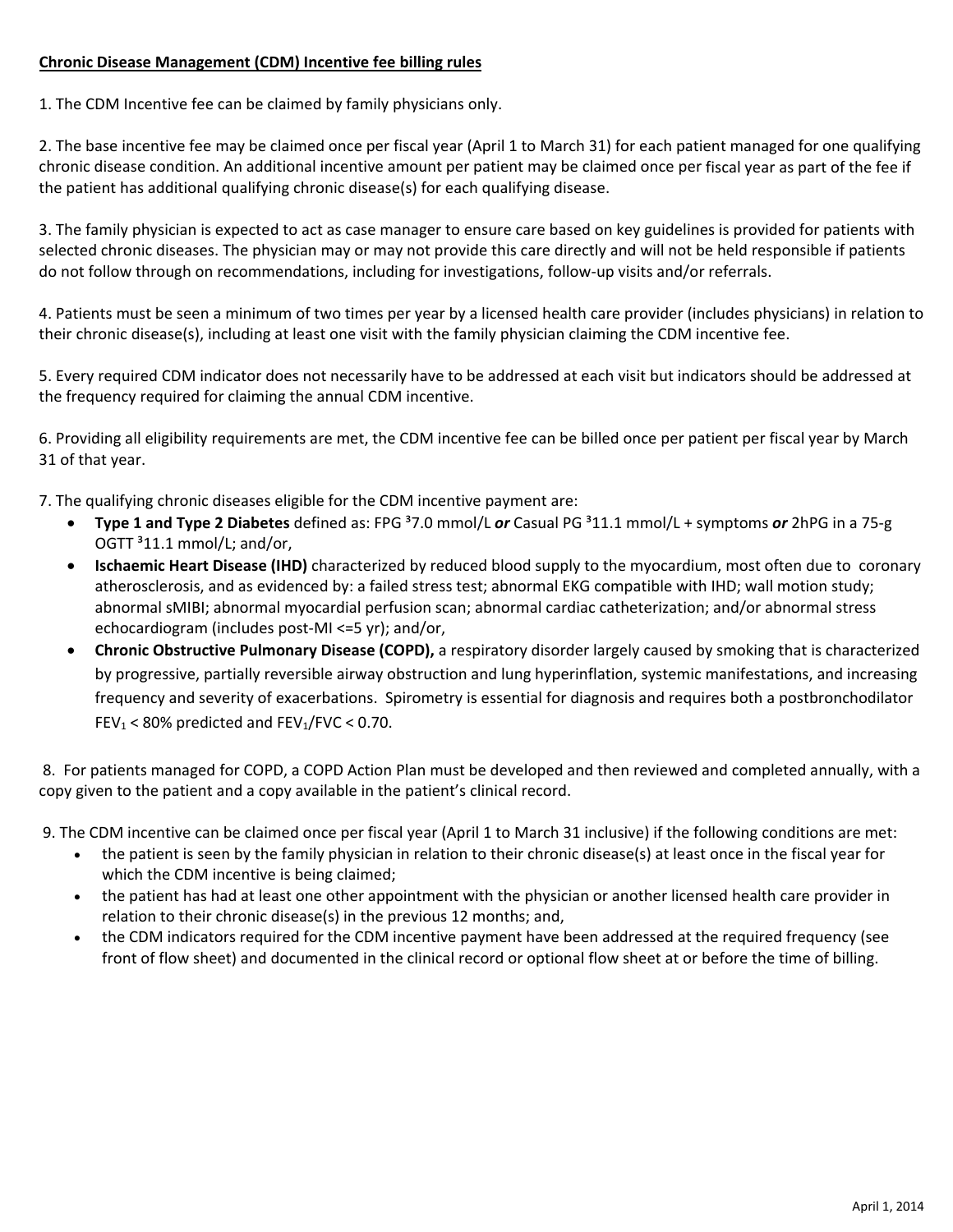**Chronic Disease Management (CDM) Incentive fee billing rules**

1. The CDM Incentive fee can be claimed by family physicians only.

2. The base incentive fee may be claimed once per fiscal year (April 1 to March 31) for each patient managed for one qualifying chronic disease condition. An additional incentive amount per patient may be claimed once per fiscal year as part of the fee if the patient has additional qualifying chronic disease(s) for each qualifying disease.

3. The family physician is expected to act as case manager to ensure care based on key guidelines is provided for patients with selected chronic diseases. The physician may or may not provide this care directly and will not be held responsible if patients do not follow through on recommendations, including for investigations, follow-up visits and/or referrals.

4. Patients must be seen a minimum of two times per year by a licensed health care provider (includes physicians) in relation to their chronic disease(s), including at least one visit with the family physician claiming the CDM incentive fee.

5. Every required CDM indicator does not necessarily have to be addressed at each visit but indicators should be addressed at the frequency required for claiming the annual CDM incentive.

6. Providing all eligibility requirements are met, the CDM incentive fee can be billed once per patient per fiscal year by March 31 of that year.

7. The qualifying chronic diseases eligible for the CDM incentive payment are:

- **Type 1 and Type 2 Diabetes** defined as: FPG $\geq$7.0 mmol/L ***or*** Casual PG $\geq$11.1 mmol/L + symptoms ***or*** 2hPG in a 75-g OGTT $\geq$11.1 mmol/L; and/or,
- **Ischaemic Heart Disease (IHD)** characterized by reduced blood supply to the myocardium, most often due to coronary atherosclerosis, and as evidenced by: a failed stress test; abnormal EKG compatible with IHD; wall motion study; abnormal sMIBI; abnormal myocardial perfusion scan; abnormal cardiac catheterization; and/or abnormal stress echocardiogram (includes post-MI <=5 yr); and/or,
- **Chronic Obstructive Pulmonary Disease (COPD),** a respiratory disorder largely caused by smoking that is characterized by progressive, partially reversible airway obstruction and lung hyperinflation, systemic manifestations, and increasing frequency and severity of exacerbations. Spirometry is essential for diagnosis and requires both a postbronchodilator $FEV_1 < 80\%$ predicted and $FEV_1/FVC < 0.70$.

8. For patients managed for COPD, a COPD Action Plan must be developed and then reviewed and completed annually, with a copy given to the patient and a copy available in the patient's clinical record.

9. The CDM incentive can be claimed once per fiscal year (April 1 to March 31 inclusive) if the following conditions are met:

- the patient is seen by the family physician in relation to their chronic disease(s) at least once in the fiscal year for which the CDM incentive is being claimed;
- the patient has had at least one other appointment with the physician or another licensed health care provider in relation to their chronic disease(s) in the previous 12 months; and,
- the CDM indicators required for the CDM incentive payment have been addressed at the required frequency (see front of flow sheet) and documented in the clinical record or optional flow sheet at or before the time of billing.

April 1, 2014